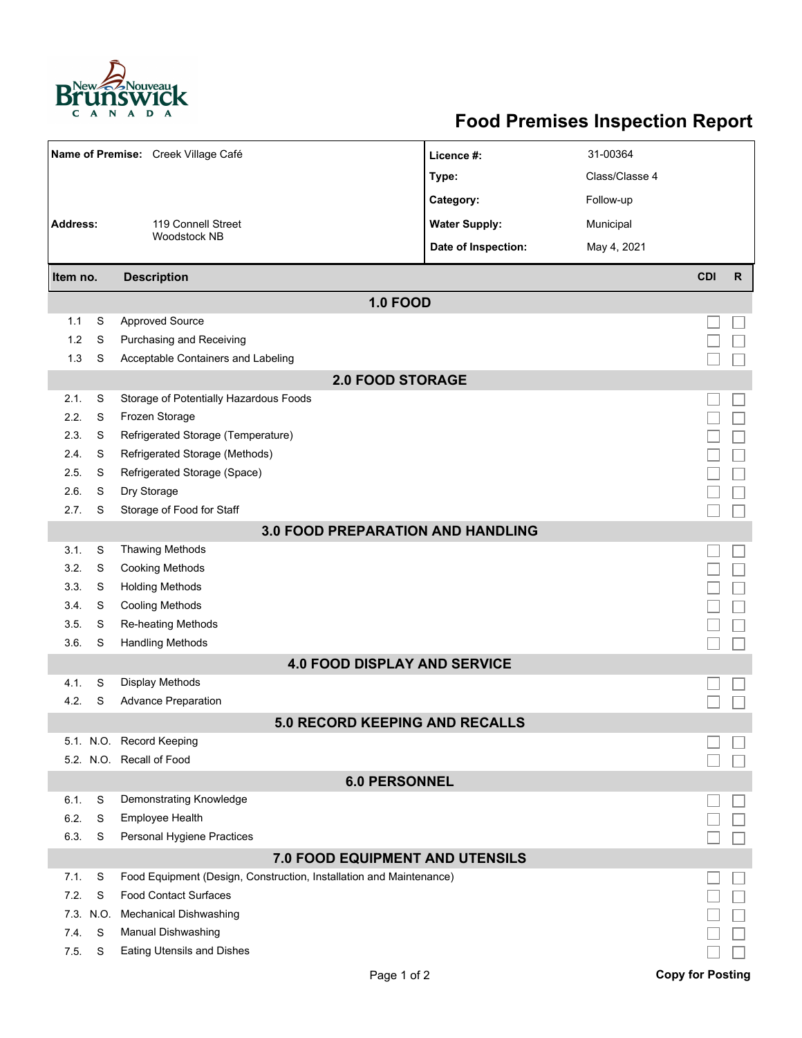# Food Premises Inspection Report

| | | | |
|---|---|---|---|
| **Name of Premise:** | Creek Village Café | **Licence #:** | 31-00364 |
| | | **Type:** | Class/Classe 4 |
| | | **Category:** | Follow-up |
| **Address:** | 119 Connell Street<br>Woodstock NB | **Water Supply:** | Municipal |
| | | **Date of Inspection:** | May 4, 2021 |

| Item no. | | Description | CDI | R |
|---|---|---|---|---|
| | | **1.0 FOOD** | | |
| 1.1 | S | Approved Source | ☐ | ☐ |
| 1.2 | S | Purchasing and Receiving | ☐ | ☐ |
| 1.3 | S | Acceptable Containers and Labeling | ☐ | ☐ |
| | | **2.0 FOOD STORAGE** | | |
| 2.1. | S | Storage of Potentially Hazardous Foods | ☐ | ☐ |
| 2.2. | S | Frozen Storage | ☐ | ☐ |
| 2.3. | S | Refrigerated Storage (Temperature) | ☐ | ☐ |
| 2.4. | S | Refrigerated Storage (Methods) | ☐ | ☐ |
| 2.5. | S | Refrigerated Storage (Space) | ☐ | ☐ |
| 2.6. | S | Dry Storage | ☐ | ☐ |
| 2.7. | S | Storage of Food for Staff | ☐ | ☐ |
| | | **3.0 FOOD PREPARATION AND HANDLING** | | |
| 3.1. | S | Thawing Methods | ☐ | ☐ |
| 3.2. | S | Cooking Methods | ☐ | ☐ |
| 3.3. | S | Holding Methods | ☐ | ☐ |
| 3.4. | S | Cooling Methods | ☐ | ☐ |
| 3.5. | S | Re-heating Methods | ☐ | ☐ |
| 3.6. | S | Handling Methods | ☐ | ☐ |
| | | **4.0 FOOD DISPLAY AND SERVICE** | | |
| 4.1. | S | Display Methods | ☐ | ☐ |
| 4.2. | S | Advance Preparation | ☐ | ☐ |
| | | **5.0 RECORD KEEPING AND RECALLS** | | |
| 5.1. | N.O. | Record Keeping | ☐ | ☐ |
| 5.2. | N.O. | Recall of Food | ☐ | ☐ |
| | | **6.0 PERSONNEL** | | |
| 6.1. | S | Demonstrating Knowledge | ☐ | ☐ |
| 6.2. | S | Employee Health | ☐ | ☐ |
| 6.3. | S | Personal Hygiene Practices | ☐ | ☐ |
| | | **7.0 FOOD EQUIPMENT AND UTENSILS** | | |
| 7.1. | S | Food Equipment (Design, Construction, Installation and Maintenance) | ☐ | ☐ |
| 7.2. | S | Food Contact Surfaces | ☐ | ☐ |
| 7.3. | N.O. | Mechanical Dishwashing | ☐ | ☐ |
| 7.4. | S | Manual Dishwashing | ☐ | ☐ |
| 7.5. | S | Eating Utensils and Dishes | ☐ | ☐ |

**Copy for Posting**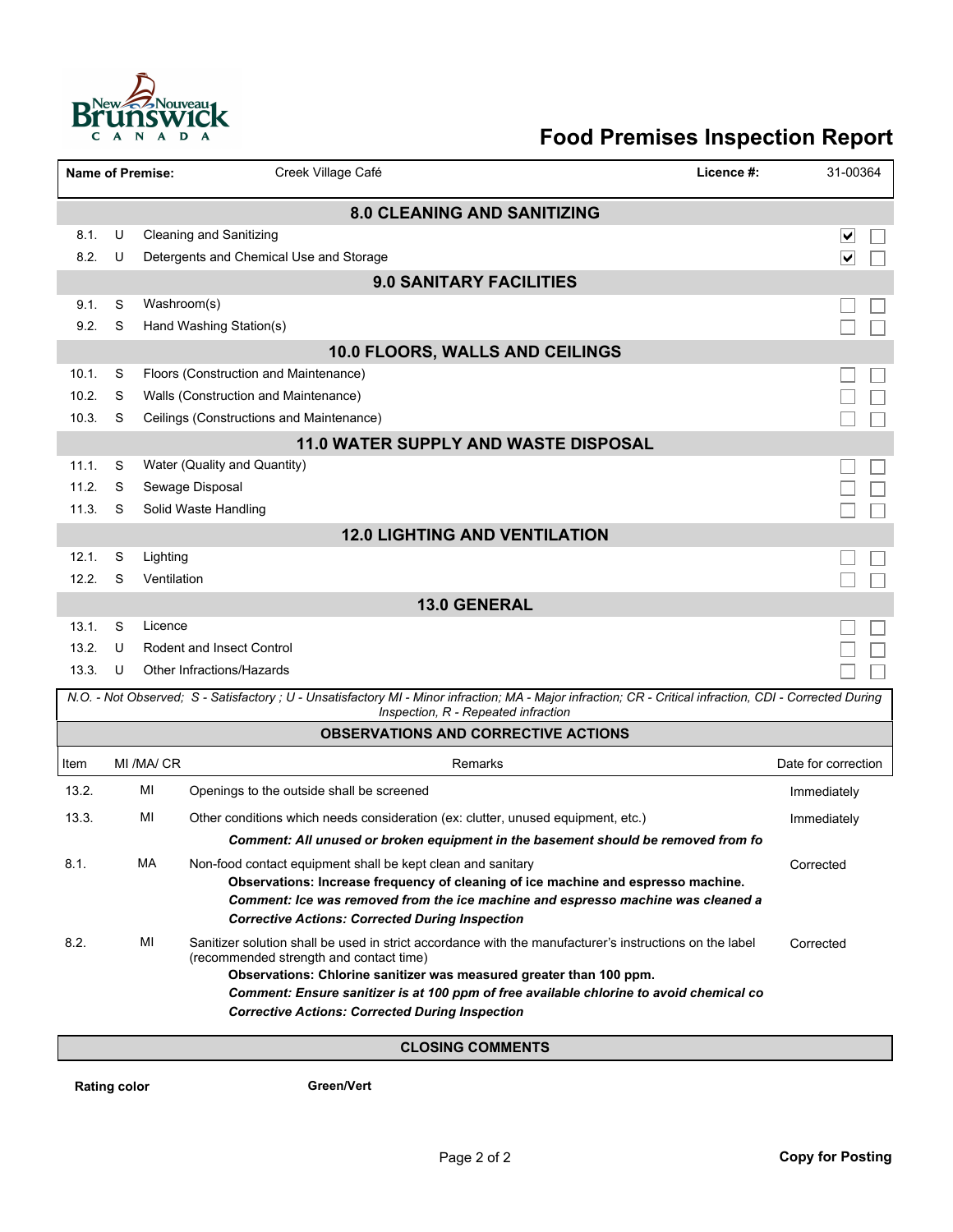# Food Premises Inspection Report

| Name of Premise: | Creek Village Café | Licence #: | 31-00364 |
|---|---|---|---|

## 8.0 CLEANING AND SANITIZING

| | | | | |
|---|---|---|---|---|
| 8.1. | U | Cleaning and Sanitizing | ☑ | ☐ |
| 8.2. | U | Detergents and Chemical Use and Storage | ☑ | ☐ |

## 9.0 SANITARY FACILITIES

| | | | | |
|---|---|---|---|---|
| 9.1. | S | Washroom(s) | ☐ | ☐ |
| 9.2. | S | Hand Washing Station(s) | ☐ | ☐ |

## 10.0 FLOORS, WALLS AND CEILINGS

| | | | | |
|---|---|---|---|---|
| 10.1. | S | Floors (Construction and Maintenance) | ☐ | ☐ |
| 10.2. | S | Walls (Construction and Maintenance) | ☐ | ☐ |
| 10.3. | S | Ceilings (Constructions and Maintenance) | ☐ | ☐ |

## 11.0 WATER SUPPLY AND WASTE DISPOSAL

| | | | | |
|---|---|---|---|---|
| 11.1. | S | Water (Quality and Quantity) | ☐ | ☐ |
| 11.2. | S | Sewage Disposal | ☐ | ☐ |
| 11.3. | S | Solid Waste Handling | ☐ | ☐ |

## 12.0 LIGHTING AND VENTILATION

| | | | | |
|---|---|---|---|---|
| 12.1. | S | Lighting | ☐ | ☐ |
| 12.2. | S | Ventilation | ☐ | ☐ |

## 13.0 GENERAL

| | | | | |
|---|---|---|---|---|
| 13.1. | S | Licence | ☐ | ☐ |
| 13.2. | U | Rodent and Insect Control | ☐ | ☐ |
| 13.3. | U | Other Infractions/Hazards | ☐ | ☐ |

*N.O. - Not Observed; S - Satisfactory ; U - Unsatisfactory MI - Minor infraction; MA - Major infraction; CR - Critical infraction, CDI - Corrected During Inspection, R - Repeated infraction*

## OBSERVATIONS AND CORRECTIVE ACTIONS

| Item | MI /MA/ CR | Remarks | Date for correction |
|---|---|---|---|
| 13.2. | MI | Openings to the outside shall be screened | Immediately |
| 13.3. | MI | Other conditions which needs consideration (ex: clutter, unused equipment, etc.)<br>***Comment: All unused or broken equipment in the basement should be removed from fo*** | Immediately |
| 8.1. | MA | Non-food contact equipment shall be kept clean and sanitary<br>**Observations: Increase frequency of cleaning of ice machine and espresso machine.**<br>***Comment: Ice was removed from the ice machine and espresso machine was cleaned a***<br>***Corrective Actions: Corrected During Inspection*** | Corrected |
| 8.2. | MI | Sanitizer solution shall be used in strict accordance with the manufacturer's instructions on the label (recommended strength and contact time)<br>**Observations: Chlorine sanitizer was measured greater than 100 ppm.**<br>***Comment: Ensure sanitizer is at 100 ppm of free available chlorine to avoid chemical co***<br>***Corrective Actions: Corrected During Inspection*** | Corrected |

## CLOSING COMMENTS

**Rating color** **Green/Vert**

**Copy for Posting**